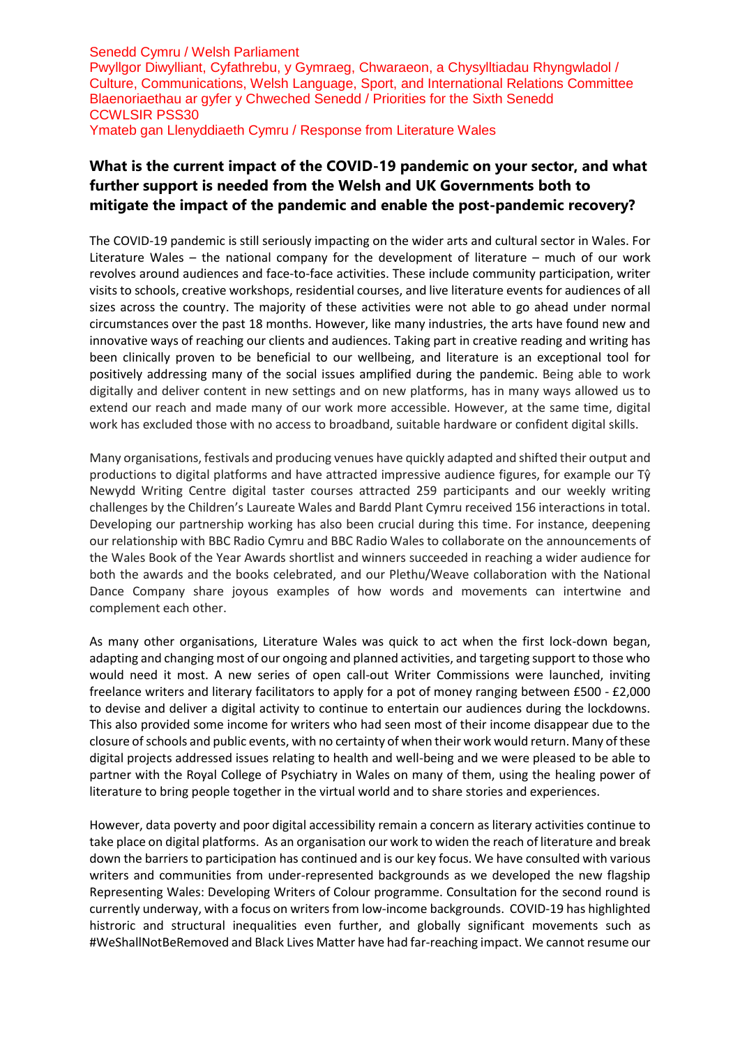Senedd Cymru / Welsh Parliament
Pwyllgor Diwylliant, Cyfathrebu, y Gymraeg, Chwaraeon, a Chysylltiadau Rhyngwladol / Culture, Communications, Welsh Language, Sport, and International Relations Committee
Blaenoriaethau ar gyfer y Chweched Senedd / Priorities for the Sixth Senedd
CCWLSIR PSS30
Ymateb gan Llenyddiaeth Cymru / Response from Literature Wales

## What is the current impact of the COVID-19 pandemic on your sector, and what further support is needed from the Welsh and UK Governments both to mitigate the impact of the pandemic and enable the post-pandemic recovery?

The COVID-19 pandemic is still seriously impacting on the wider arts and cultural sector in Wales. For Literature Wales – the national company for the development of literature – much of our work revolves around audiences and face-to-face activities. These include community participation, writer visits to schools, creative workshops, residential courses, and live literature events for audiences of all sizes across the country. The majority of these activities were not able to go ahead under normal circumstances over the past 18 months. However, like many industries, the arts have found new and innovative ways of reaching our clients and audiences. Taking part in creative reading and writing has been clinically proven to be beneficial to our wellbeing, and literature is an exceptional tool for positively addressing many of the social issues amplified during the pandemic. Being able to work digitally and deliver content in new settings and on new platforms, has in many ways allowed us to extend our reach and made many of our work more accessible. However, at the same time, digital work has excluded those with no access to broadband, suitable hardware or confident digital skills.

Many organisations, festivals and producing venues have quickly adapted and shifted their output and productions to digital platforms and have attracted impressive audience figures, for example our Tŷ Newydd Writing Centre digital taster courses attracted 259 participants and our weekly writing challenges by the Children's Laureate Wales and Bardd Plant Cymru received 156 interactions in total. Developing our partnership working has also been crucial during this time. For instance, deepening our relationship with BBC Radio Cymru and BBC Radio Wales to collaborate on the announcements of the Wales Book of the Year Awards shortlist and winners succeeded in reaching a wider audience for both the awards and the books celebrated, and our Plethu/Weave collaboration with the National Dance Company share joyous examples of how words and movements can intertwine and complement each other.

As many other organisations, Literature Wales was quick to act when the first lock-down began, adapting and changing most of our ongoing and planned activities, and targeting support to those who would need it most. A new series of open call-out Writer Commissions were launched, inviting freelance writers and literary facilitators to apply for a pot of money ranging between £500 - £2,000 to devise and deliver a digital activity to continue to entertain our audiences during the lockdowns. This also provided some income for writers who had seen most of their income disappear due to the closure of schools and public events, with no certainty of when their work would return. Many of these digital projects addressed issues relating to health and well-being and we were pleased to be able to partner with the Royal College of Psychiatry in Wales on many of them, using the healing power of literature to bring people together in the virtual world and to share stories and experiences.

However, data poverty and poor digital accessibility remain a concern as literary activities continue to take place on digital platforms. As an organisation our work to widen the reach of literature and break down the barriers to participation has continued and is our key focus. We have consulted with various writers and communities from under-represented backgrounds as we developed the new flagship Representing Wales: Developing Writers of Colour programme. Consultation for the second round is currently underway, with a focus on writers from low-income backgrounds. COVID-19 has highlighted histroric and structural inequalities even further, and globally significant movements such as #WeShallNotBeRemoved and Black Lives Matter have had far-reaching impact. We cannot resume our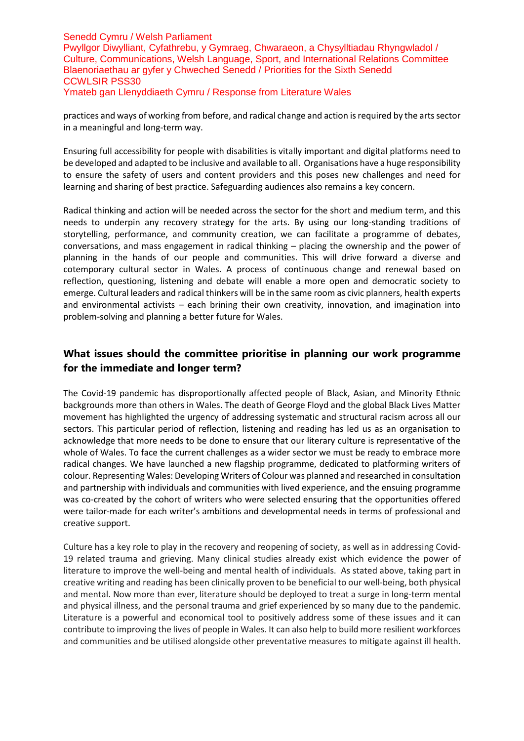practices and ways of working from before, and radical change and action is required by the arts sector in a meaningful and long-term way.

Ensuring full accessibility for people with disabilities is vitally important and digital platforms need to be developed and adapted to be inclusive and available to all. Organisations have a huge responsibility to ensure the safety of users and content providers and this poses new challenges and need for learning and sharing of best practice. Safeguarding audiences also remains a key concern.

Radical thinking and action will be needed across the sector for the short and medium term, and this needs to underpin any recovery strategy for the arts. By using our long-standing traditions of storytelling, performance, and community creation, we can facilitate a programme of debates, conversations, and mass engagement in radical thinking – placing the ownership and the power of planning in the hands of our people and communities. This will drive forward a diverse and cotemporary cultural sector in Wales. A process of continuous change and renewal based on reflection, questioning, listening and debate will enable a more open and democratic society to emerge. Cultural leaders and radical thinkers will be in the same room as civic planners, health experts and environmental activists – each brining their own creativity, innovation, and imagination into problem-solving and planning a better future for Wales.

## What issues should the committee prioritise in planning our work programme for the immediate and longer term?

The Covid-19 pandemic has disproportionally affected people of Black, Asian, and Minority Ethnic backgrounds more than others in Wales. The death of George Floyd and the global Black Lives Matter movement has highlighted the urgency of addressing systematic and structural racism across all our sectors. This particular period of reflection, listening and reading has led us as an organisation to acknowledge that more needs to be done to ensure that our literary culture is representative of the whole of Wales. To face the current challenges as a wider sector we must be ready to embrace more radical changes. We have launched a new flagship programme, dedicated to platforming writers of colour. Representing Wales: Developing Writers of Colour was planned and researched in consultation and partnership with individuals and communities with lived experience, and the ensuing programme was co-created by the cohort of writers who were selected ensuring that the opportunities offered were tailor-made for each writer's ambitions and developmental needs in terms of professional and creative support.

Culture has a key role to play in the recovery and reopening of society, as well as in addressing Covid-19 related trauma and grieving. Many clinical studies already exist which evidence the power of literature to improve the well-being and mental health of individuals. As stated above, taking part in creative writing and reading has been clinically proven to be beneficial to our well-being, both physical and mental. Now more than ever, literature should be deployed to treat a surge in long-term mental and physical illness, and the personal trauma and grief experienced by so many due to the pandemic. Literature is a powerful and economical tool to positively address some of these issues and it can contribute to improving the lives of people in Wales. It can also help to build more resilient workforces and communities and be utilised alongside other preventative measures to mitigate against ill health.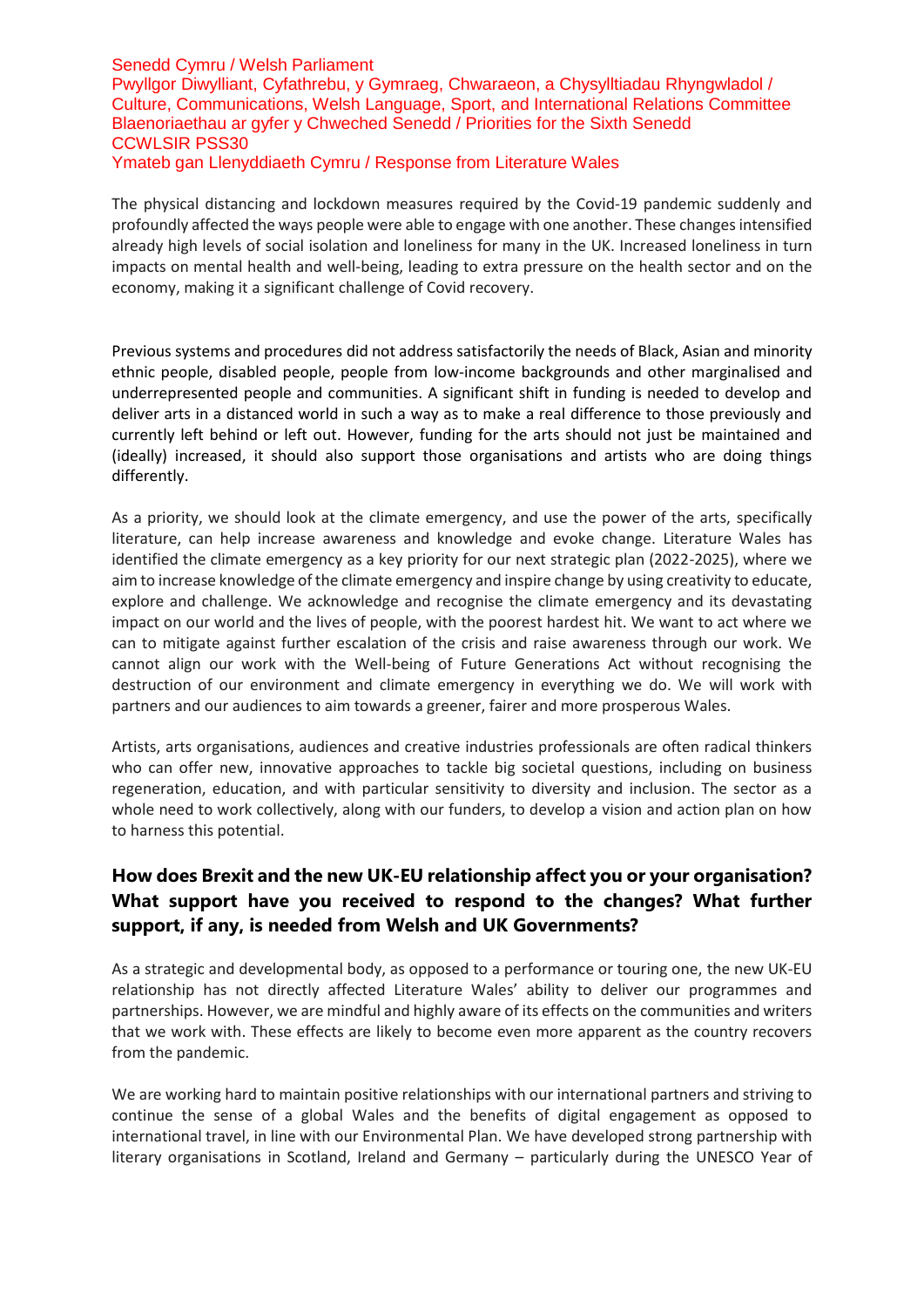Senedd Cymru / Welsh Parliament
Pwyllgor Diwylliant, Cyfathrebu, y Gymraeg, Chwaraeon, a Chysylltiadau Rhyngwladol / Culture, Communications, Welsh Language, Sport, and International Relations Committee
Blaenoriaethau ar gyfer y Chweched Senedd / Priorities for the Sixth Senedd
CCWLSIR PSS30
Ymateb gan Llenyddiaeth Cymru / Response from Literature Wales

The physical distancing and lockdown measures required by the Covid-19 pandemic suddenly and profoundly affected the ways people were able to engage with one another. These changes intensified already high levels of social isolation and loneliness for many in the UK. Increased loneliness in turn impacts on mental health and well-being, leading to extra pressure on the health sector and on the economy, making it a significant challenge of Covid recovery.

Previous systems and procedures did not address satisfactorily the needs of Black, Asian and minority ethnic people, disabled people, people from low-income backgrounds and other marginalised and underrepresented people and communities. A significant shift in funding is needed to develop and deliver arts in a distanced world in such a way as to make a real difference to those previously and currently left behind or left out. However, funding for the arts should not just be maintained and (ideally) increased, it should also support those organisations and artists who are doing things differently.

As a priority, we should look at the climate emergency, and use the power of the arts, specifically literature, can help increase awareness and knowledge and evoke change. Literature Wales has identified the climate emergency as a key priority for our next strategic plan (2022-2025), where we aim to increase knowledge of the climate emergency and inspire change by using creativity to educate, explore and challenge. We acknowledge and recognise the climate emergency and its devastating impact on our world and the lives of people, with the poorest hardest hit. We want to act where we can to mitigate against further escalation of the crisis and raise awareness through our work. We cannot align our work with the Well-being of Future Generations Act without recognising the destruction of our environment and climate emergency in everything we do. We will work with partners and our audiences to aim towards a greener, fairer and more prosperous Wales.

Artists, arts organisations, audiences and creative industries professionals are often radical thinkers who can offer new, innovative approaches to tackle big societal questions, including on business regeneration, education, and with particular sensitivity to diversity and inclusion. The sector as a whole need to work collectively, along with our funders, to develop a vision and action plan on how to harness this potential.

## How does Brexit and the new UK-EU relationship affect you or your organisation? What support have you received to respond to the changes? What further support, if any, is needed from Welsh and UK Governments?

As a strategic and developmental body, as opposed to a performance or touring one, the new UK-EU relationship has not directly affected Literature Wales' ability to deliver our programmes and partnerships. However, we are mindful and highly aware of its effects on the communities and writers that we work with. These effects are likely to become even more apparent as the country recovers from the pandemic.

We are working hard to maintain positive relationships with our international partners and striving to continue the sense of a global Wales and the benefits of digital engagement as opposed to international travel, in line with our Environmental Plan. We have developed strong partnership with literary organisations in Scotland, Ireland and Germany – particularly during the UNESCO Year of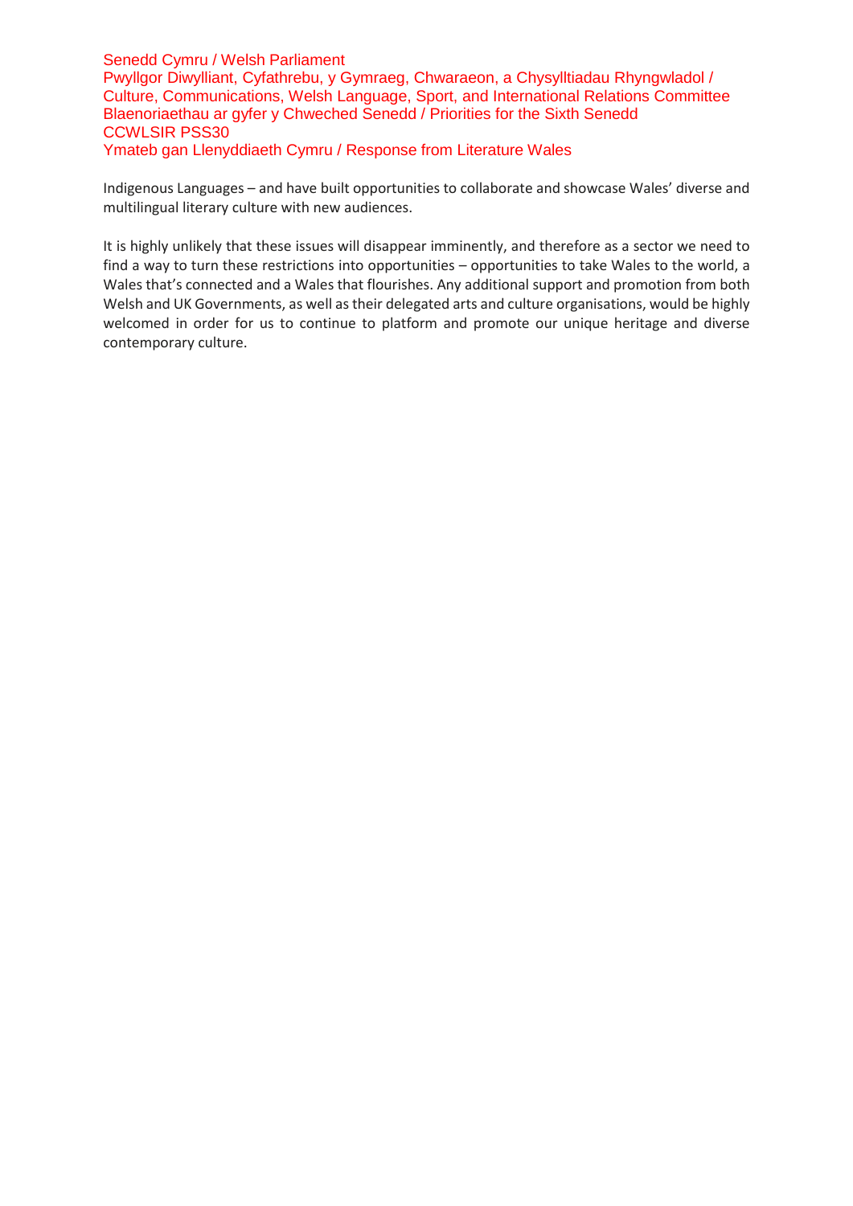Indigenous Languages – and have built opportunities to collaborate and showcase Wales' diverse and multilingual literary culture with new audiences.

It is highly unlikely that these issues will disappear imminently, and therefore as a sector we need to find a way to turn these restrictions into opportunities – opportunities to take Wales to the world, a Wales that's connected and a Wales that flourishes. Any additional support and promotion from both Welsh and UK Governments, as well as their delegated arts and culture organisations, would be highly welcomed in order for us to continue to platform and promote our unique heritage and diverse contemporary culture.